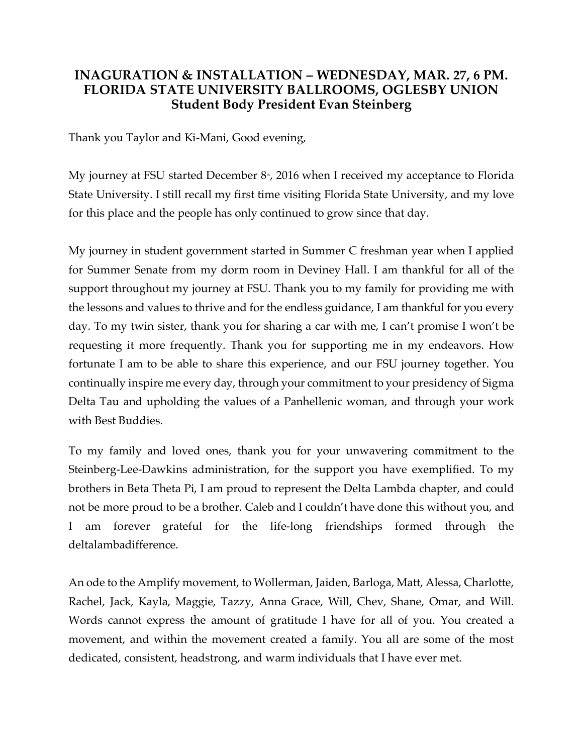**INAGURATION & INSTALLATION – WEDNESDAY, MAR. 27, 6 PM.**
**FLORIDA STATE UNIVERSITY BALLROOMS, OGLESBY UNION**
**Student Body President Evan Steinberg**

Thank you Taylor and Ki-Mani, Good evening,

My journey at FSU started December 8th, 2016 when I received my acceptance to Florida State University. I still recall my first time visiting Florida State University, and my love for this place and the people has only continued to grow since that day.

My journey in student government started in Summer C freshman year when I applied for Summer Senate from my dorm room in Deviney Hall. I am thankful for all of the support throughout my journey at FSU. Thank you to my family for providing me with the lessons and values to thrive and for the endless guidance, I am thankful for you every day. To my twin sister, thank you for sharing a car with me, I can't promise I won't be requesting it more frequently. Thank you for supporting me in my endeavors. How fortunate I am to be able to share this experience, and our FSU journey together. You continually inspire me every day, through your commitment to your presidency of Sigma Delta Tau and upholding the values of a Panhellenic woman, and through your work with Best Buddies.

To my family and loved ones, thank you for your unwavering commitment to the Steinberg-Lee-Dawkins administration, for the support you have exemplified. To my brothers in Beta Theta Pi, I am proud to represent the Delta Lambda chapter, and could not be more proud to be a brother. Caleb and I couldn't have done this without you, and I am forever grateful for the life-long friendships formed through the deltalambadifference.

An ode to the Amplify movement, to Wollerman, Jaiden, Barloga, Matt, Alessa, Charlotte, Rachel, Jack, Kayla, Maggie, Tazzy, Anna Grace, Will, Chev, Shane, Omar, and Will. Words cannot express the amount of gratitude I have for all of you. You created a movement, and within the movement created a family. You all are some of the most dedicated, consistent, headstrong, and warm individuals that I have ever met.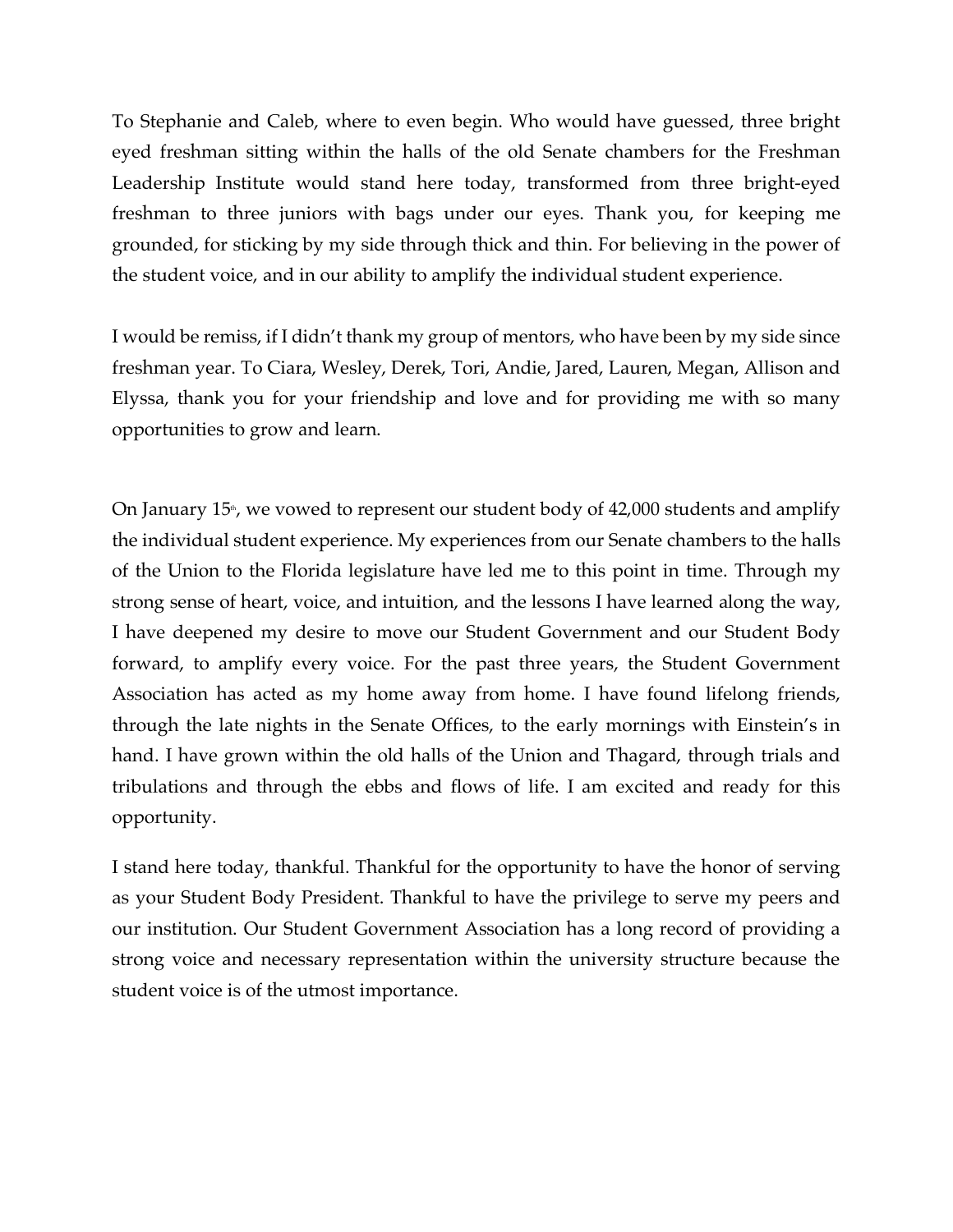To Stephanie and Caleb, where to even begin. Who would have guessed, three bright eyed freshman sitting within the halls of the old Senate chambers for the Freshman Leadership Institute would stand here today, transformed from three bright-eyed freshman to three juniors with bags under our eyes. Thank you, for keeping me grounded, for sticking by my side through thick and thin. For believing in the power of the student voice, and in our ability to amplify the individual student experience.

I would be remiss, if I didn't thank my group of mentors, who have been by my side since freshman year. To Ciara, Wesley, Derek, Tori, Andie, Jared, Lauren, Megan, Allison and Elyssa, thank you for your friendship and love and for providing me with so many opportunities to grow and learn.

On January 15th, we vowed to represent our student body of 42,000 students and amplify the individual student experience. My experiences from our Senate chambers to the halls of the Union to the Florida legislature have led me to this point in time. Through my strong sense of heart, voice, and intuition, and the lessons I have learned along the way, I have deepened my desire to move our Student Government and our Student Body forward, to amplify every voice. For the past three years, the Student Government Association has acted as my home away from home. I have found lifelong friends, through the late nights in the Senate Offices, to the early mornings with Einstein's in hand. I have grown within the old halls of the Union and Thagard, through trials and tribulations and through the ebbs and flows of life. I am excited and ready for this opportunity.

I stand here today, thankful. Thankful for the opportunity to have the honor of serving as your Student Body President. Thankful to have the privilege to serve my peers and our institution. Our Student Government Association has a long record of providing a strong voice and necessary representation within the university structure because the student voice is of the utmost importance.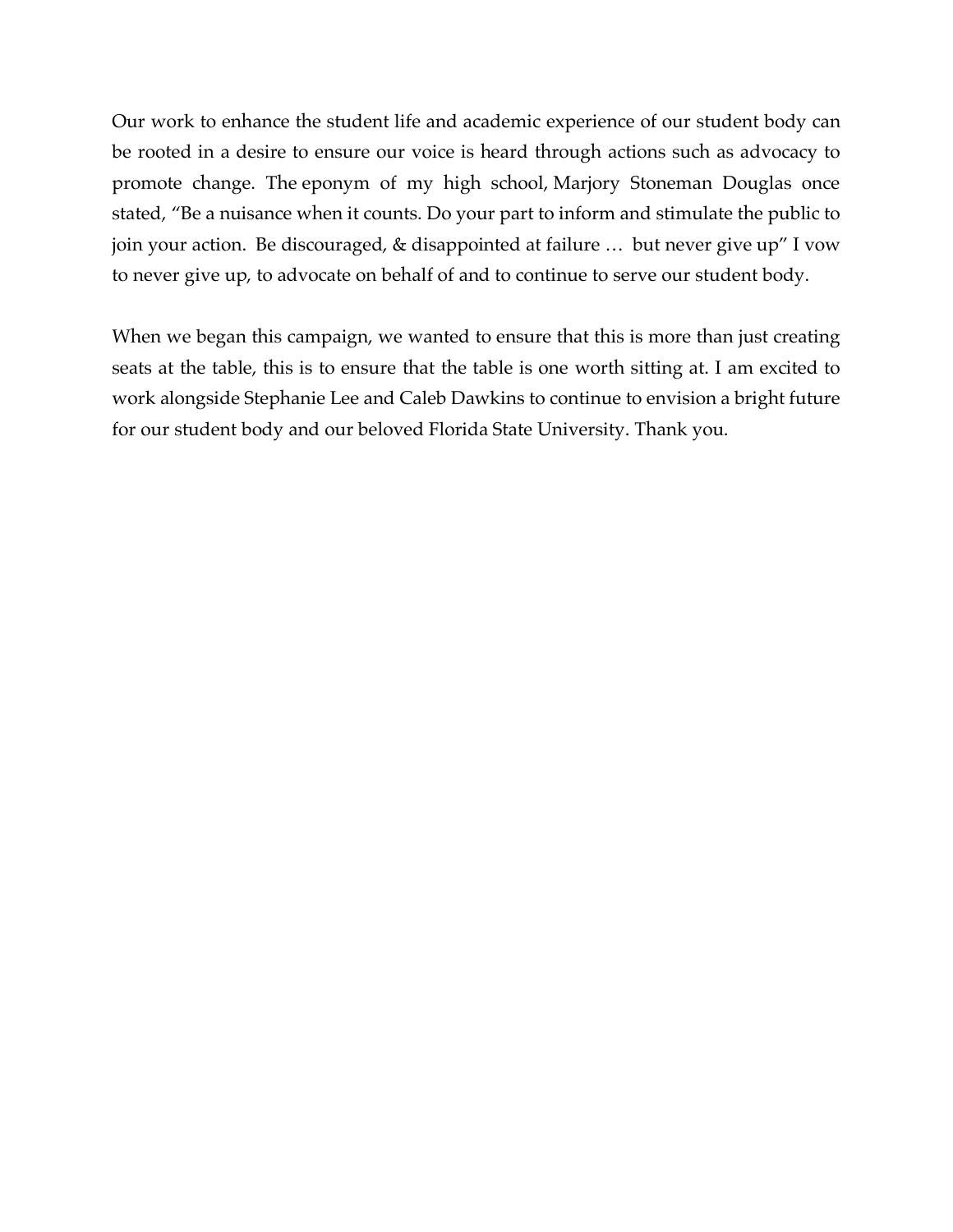Our work to enhance the student life and academic experience of our student body can be rooted in a desire to ensure our voice is heard through actions such as advocacy to promote change. The eponym of my high school, Marjory Stoneman Douglas once stated, "Be a nuisance when it counts. Do your part to inform and stimulate the public to join your action. Be discouraged, & disappointed at failure … but never give up" I vow to never give up, to advocate on behalf of and to continue to serve our student body.

When we began this campaign, we wanted to ensure that this is more than just creating seats at the table, this is to ensure that the table is one worth sitting at. I am excited to work alongside Stephanie Lee and Caleb Dawkins to continue to envision a bright future for our student body and our beloved Florida State University. Thank you.